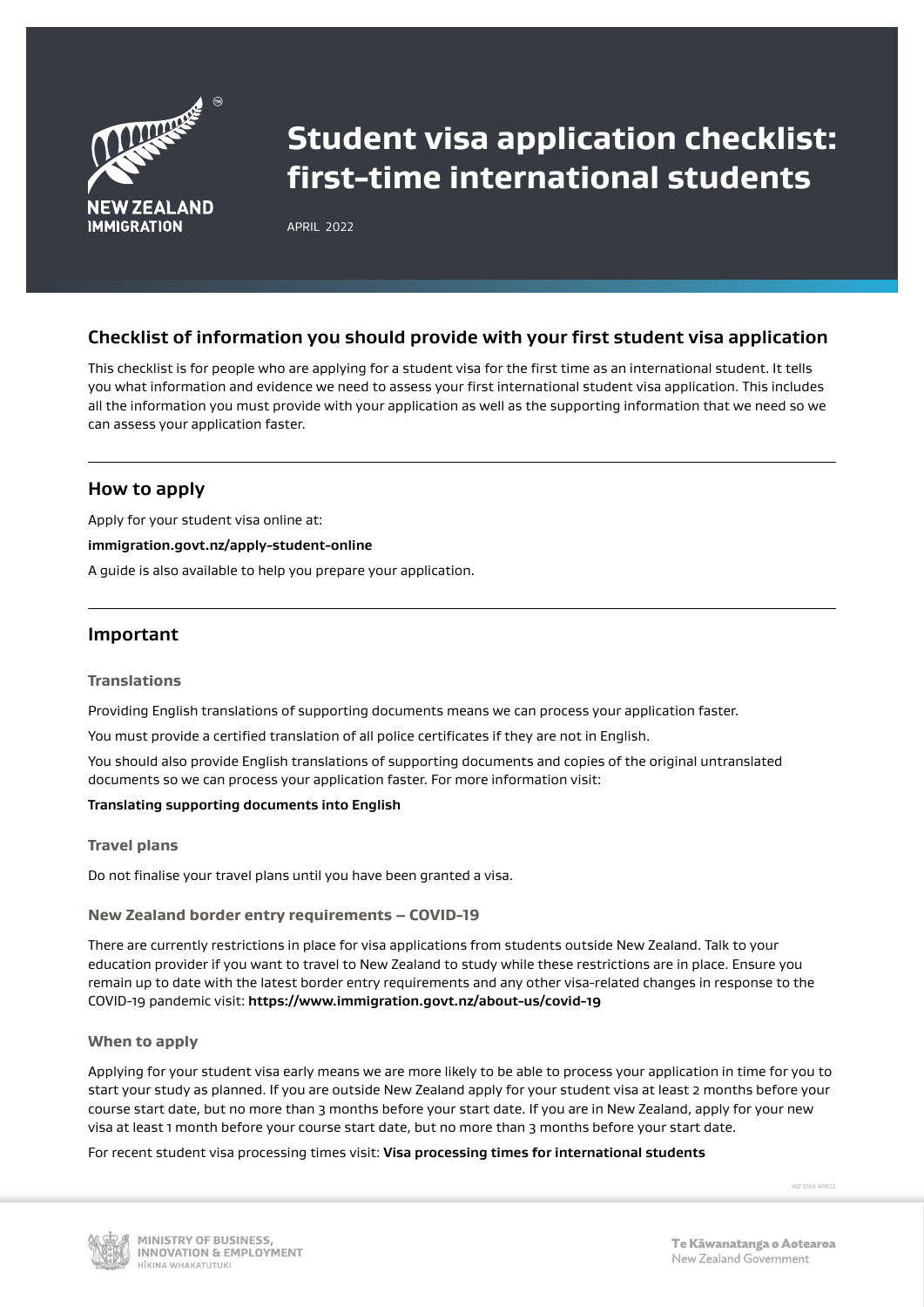# Student visa application checklist: first-time international students

APRIL 2022

## Checklist of information you should provide with your first student visa application

This checklist is for people who are applying for a student visa for the first time as an international student. It tells you what information and evidence we need to assess your first international student visa application. This includes all the information you must provide with your application as well as the supporting information that we need so we can assess your application faster.

## How to apply

Apply for your student visa online at:

**immigration.govt.nz/apply-student-online**

A guide is also available to help you prepare your application.

## Important

### Translations

Providing English translations of supporting documents means we can process your application faster.

You must provide a certified translation of all police certificates if they are not in English.

You should also provide English translations of supporting documents and copies of the original untranslated documents so we can process your application faster. For more information visit:

**Translating supporting documents into English**

### Travel plans

Do not finalise your travel plans until you have been granted a visa.

### New Zealand border entry requirements – COVID-19

There are currently restrictions in place for visa applications from students outside New Zealand. Talk to your education provider if you want to travel to New Zealand to study while these restrictions are in place. Ensure you remain up to date with the latest border entry requirements and any other visa-related changes in response to the COVID-19 pandemic visit: **https://www.immigration.govt.nz/about-us/covid-19**

### When to apply

Applying for your student visa early means we are more likely to be able to process your application in time for you to start your study as planned. If you are outside New Zealand apply for your student visa at least 2 months before your course start date, but no more than 3 months before your start date. If you are in New Zealand, apply for your new visa at least 1 month before your course start date, but no more than 3 months before your start date.

For recent student visa processing times visit: **Visa processing times for international students**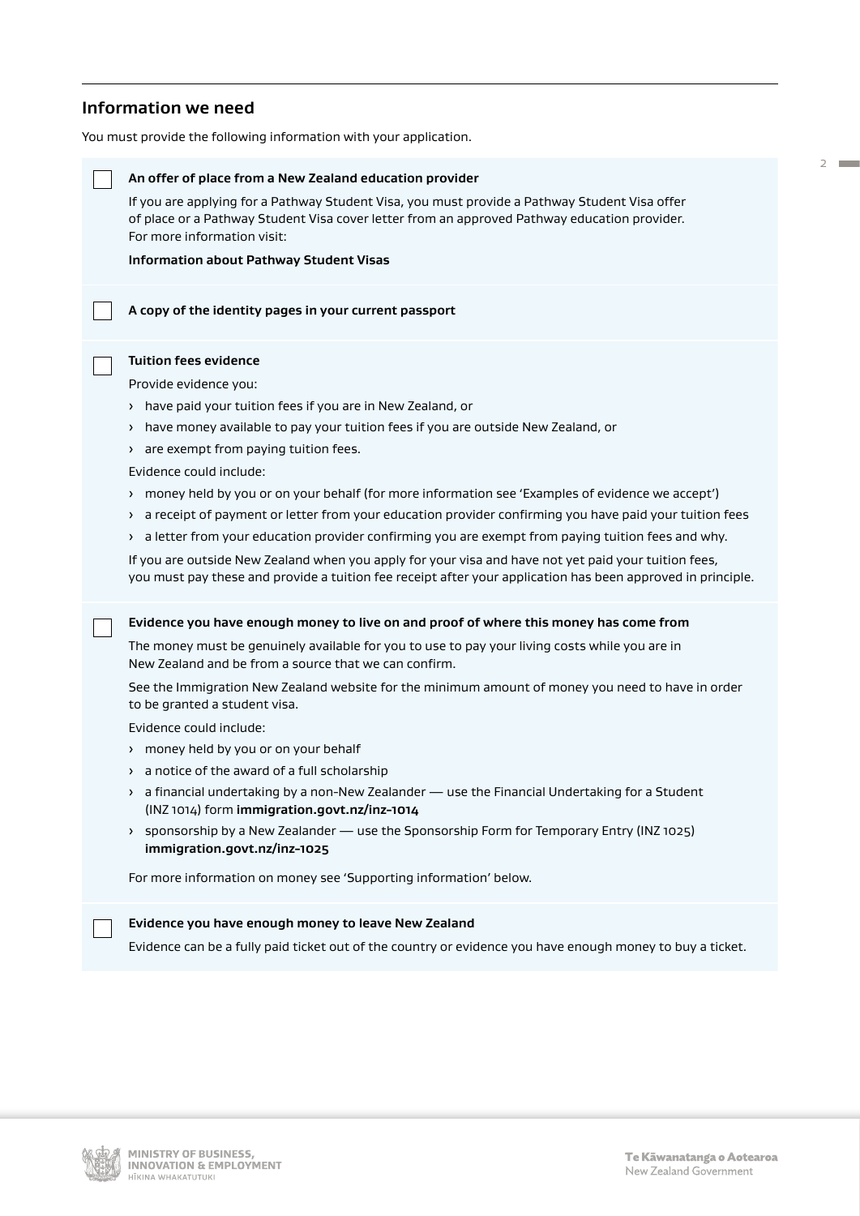## Information we need

You must provide the following information with your application.

- [ ] **An offer of place from a New Zealand education provider**

  If you are applying for a Pathway Student Visa, you must provide a Pathway Student Visa offer of place or a Pathway Student Visa cover letter from an approved Pathway education provider. For more information visit:

  **Information about Pathway Student Visas**

- [ ] **A copy of the identity pages in your current passport**

- [ ] **Tuition fees evidence**

  Provide evidence you:

  - have paid your tuition fees if you are in New Zealand, or
  - have money available to pay your tuition fees if you are outside New Zealand, or
  - are exempt from paying tuition fees.

  Evidence could include:

  - money held by you or on your behalf (for more information see 'Examples of evidence we accept')
  - a receipt of payment or letter from your education provider confirming you have paid your tuition fees
  - a letter from your education provider confirming you are exempt from paying tuition fees and why.

  If you are outside New Zealand when you apply for your visa and have not yet paid your tuition fees, you must pay these and provide a tuition fee receipt after your application has been approved in principle.

- [ ] **Evidence you have enough money to live on and proof of where this money has come from**

  The money must be genuinely available for you to use to pay your living costs while you are in New Zealand and be from a source that we can confirm.

  See the Immigration New Zealand website for the minimum amount of money you need to have in order to be granted a student visa.

  Evidence could include:

  - money held by you or on your behalf
  - a notice of the award of a full scholarship
  - a financial undertaking by a non-New Zealander — use the Financial Undertaking for a Student (INZ 1014) form **immigration.govt.nz/inz-1014**
  - sponsorship by a New Zealander — use the Sponsorship Form for Temporary Entry (INZ 1025) **immigration.govt.nz/inz-1025**

  For more information on money see 'Supporting information' below.

- [ ] **Evidence you have enough money to leave New Zealand**

  Evidence can be a fully paid ticket out of the country or evidence you have enough money to buy a ticket.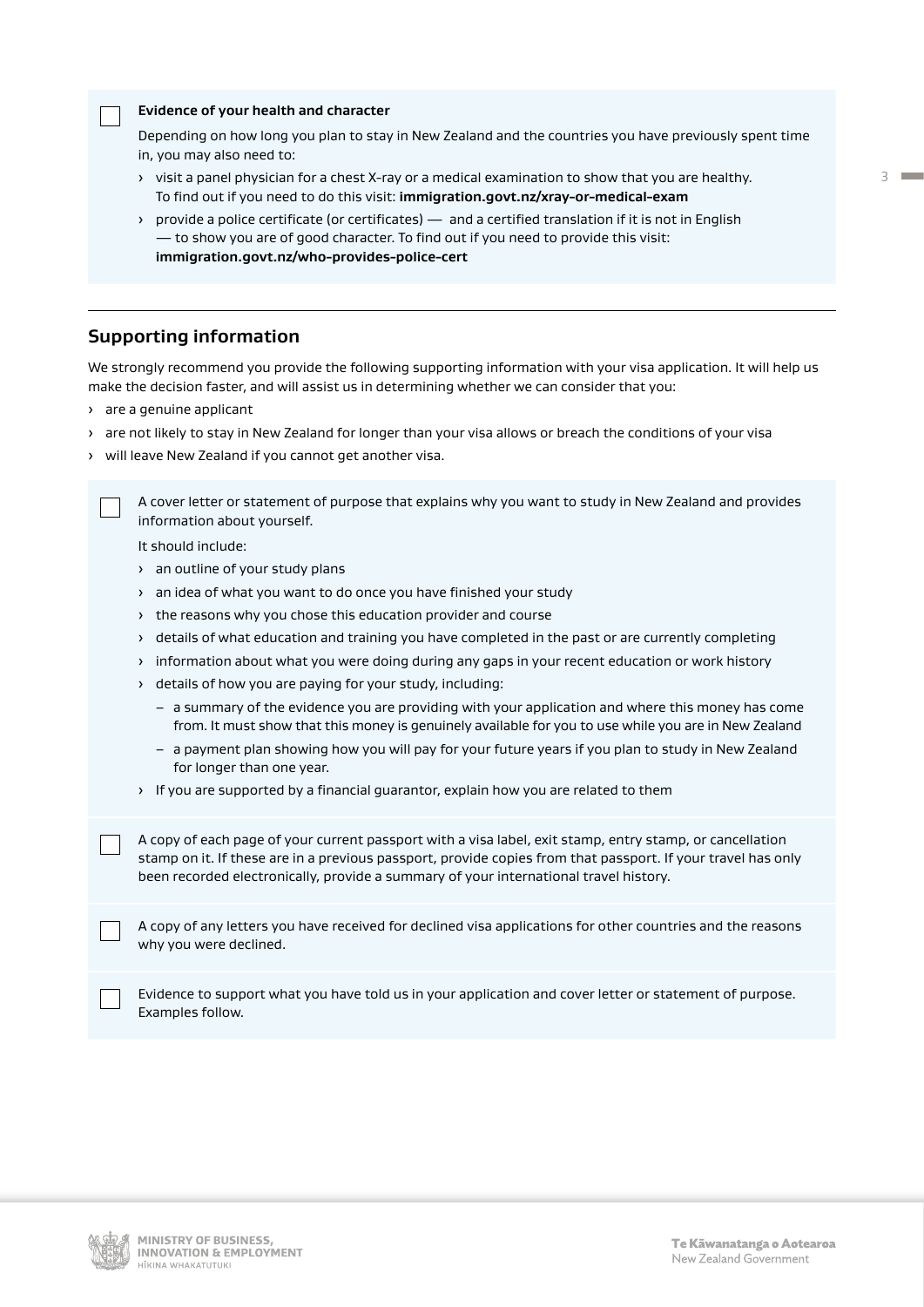- [ ] **Evidence of your health and character**

  Depending on how long you plan to stay in New Zealand and the countries you have previously spent time in, you may also need to:

  - visit a panel physician for a chest X-ray or a medical examination to show that you are healthy. To find out if you need to do this visit: **immigration.govt.nz/xray-or-medical-exam**
  - provide a police certificate (or certificates) — and a certified translation if it is not in English — to show you are of good character. To find out if you need to provide this visit: **immigration.govt.nz/who-provides-police-cert**

---

## Supporting information

We strongly recommend you provide the following supporting information with your visa application. It will help us make the decision faster, and will assist us in determining whether we can consider that you:

- are a genuine applicant
- are not likely to stay in New Zealand for longer than your visa allows or breach the conditions of your visa
- will leave New Zealand if you cannot get another visa.

- [ ] A cover letter or statement of purpose that explains why you want to study in New Zealand and provides information about yourself.

  It should include:

  - an outline of your study plans
  - an idea of what you want to do once you have finished your study
  - the reasons why you chose this education provider and course
  - details of what education and training you have completed in the past or are currently completing
  - information about what you were doing during any gaps in your recent education or work history
  - details of how you are paying for your study, including:
    - a summary of the evidence you are providing with your application and where this money has come from. It must show that this money is genuinely available for you to use while you are in New Zealand
    - a payment plan showing how you will pay for your future years if you plan to study in New Zealand for longer than one year.
  - If you are supported by a financial guarantor, explain how you are related to them

- [ ] A copy of each page of your current passport with a visa label, exit stamp, entry stamp, or cancellation stamp on it. If these are in a previous passport, provide copies from that passport. If your travel has only been recorded electronically, provide a summary of your international travel history.

- [ ] A copy of any letters you have received for declined visa applications for other countries and the reasons why you were declined.

- [ ] Evidence to support what you have told us in your application and cover letter or statement of purpose. Examples follow.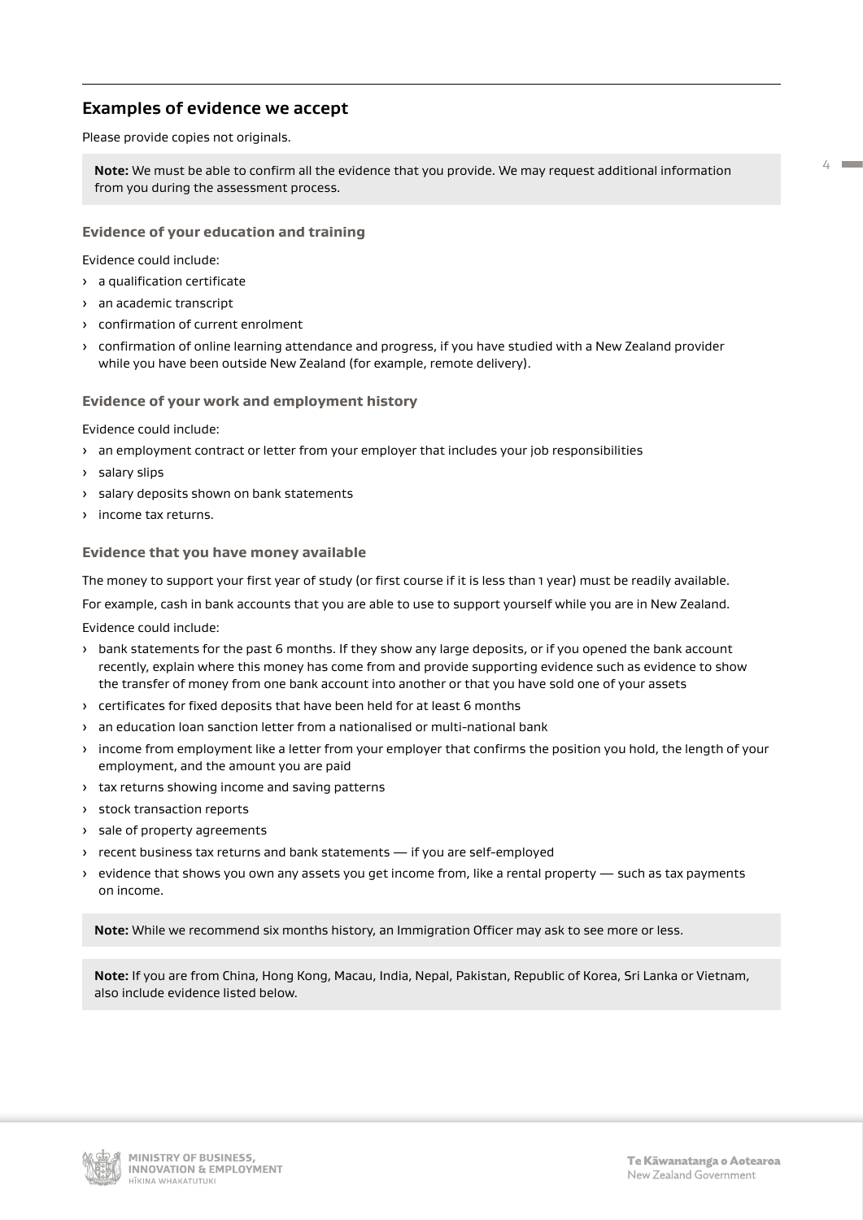## Examples of evidence we accept

Please provide copies not originals.

> **Note:** We must be able to confirm all the evidence that you provide. We may request additional information from you during the assessment process.

### Evidence of your education and training

Evidence could include:

- a qualification certificate
- an academic transcript
- confirmation of current enrolment
- confirmation of online learning attendance and progress, if you have studied with a New Zealand provider while you have been outside New Zealand (for example, remote delivery).

### Evidence of your work and employment history

Evidence could include:

- an employment contract or letter from your employer that includes your job responsibilities
- salary slips
- salary deposits shown on bank statements
- income tax returns.

### Evidence that you have money available

The money to support your first year of study (or first course if it is less than 1 year) must be readily available.

For example, cash in bank accounts that you are able to use to support yourself while you are in New Zealand.

Evidence could include:

- bank statements for the past 6 months. If they show any large deposits, or if you opened the bank account recently, explain where this money has come from and provide supporting evidence such as evidence to show the transfer of money from one bank account into another or that you have sold one of your assets
- certificates for fixed deposits that have been held for at least 6 months
- an education loan sanction letter from a nationalised or multi-national bank
- income from employment like a letter from your employer that confirms the position you hold, the length of your employment, and the amount you are paid
- tax returns showing income and saving patterns
- stock transaction reports
- sale of property agreements
- recent business tax returns and bank statements — if you are self-employed
- evidence that shows you own any assets you get income from, like a rental property — such as tax payments on income.

> **Note:** While we recommend six months history, an Immigration Officer may ask to see more or less.

> **Note:** If you are from China, Hong Kong, Macau, India, Nepal, Pakistan, Republic of Korea, Sri Lanka or Vietnam, also include evidence listed below.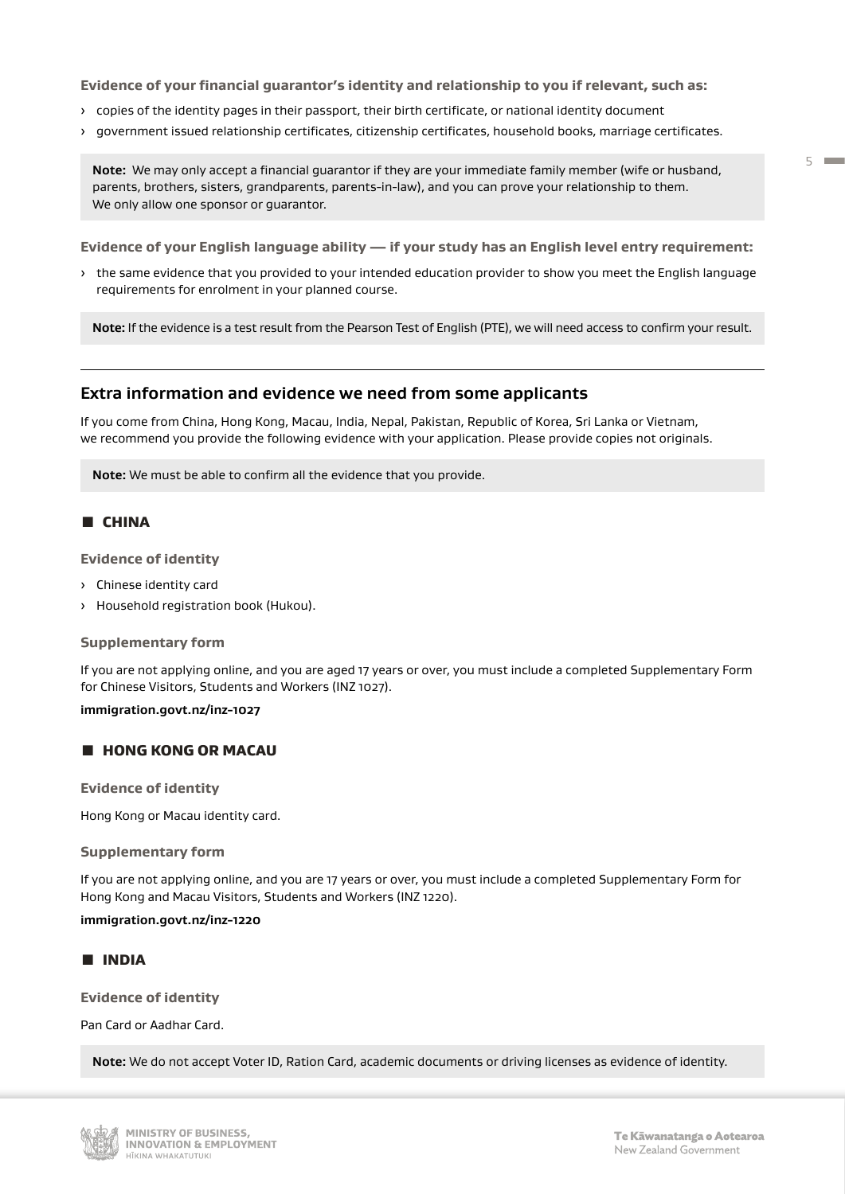**Evidence of your financial guarantor's identity and relationship to you if relevant, such as:**

- copies of the identity pages in their passport, their birth certificate, or national identity document
- government issued relationship certificates, citizenship certificates, household books, marriage certificates.

> **Note:** We may only accept a financial guarantor if they are your immediate family member (wife or husband, parents, brothers, sisters, grandparents, parents-in-law), and you can prove your relationship to them. We only allow one sponsor or guarantor.

**Evidence of your English language ability — if your study has an English level entry requirement:**

- the same evidence that you provided to your intended education provider to show you meet the English language requirements for enrolment in your planned course.

> **Note:** If the evidence is a test result from the Pearson Test of English (PTE), we will need access to confirm your result.

---

## Extra information and evidence we need from some applicants

If you come from China, Hong Kong, Macau, India, Nepal, Pakistan, Republic of Korea, Sri Lanka or Vietnam, we recommend you provide the following evidence with your application. Please provide copies not originals.

> **Note:** We must be able to confirm all the evidence that you provide.

### CHINA

**Evidence of identity**

- Chinese identity card
- Household registration book (Hukou).

**Supplementary form**

If you are not applying online, and you are aged 17 years or over, you must include a completed Supplementary Form for Chinese Visitors, Students and Workers (INZ 1027).

**immigration.govt.nz/inz-1027**

### HONG KONG OR MACAU

**Evidence of identity**

Hong Kong or Macau identity card.

**Supplementary form**

If you are not applying online, and you are 17 years or over, you must include a completed Supplementary Form for Hong Kong and Macau Visitors, Students and Workers (INZ 1220).

**immigration.govt.nz/inz-1220**

### INDIA

**Evidence of identity**

Pan Card or Aadhar Card.

> **Note:** We do not accept Voter ID, Ration Card, academic documents or driving licenses as evidence of identity.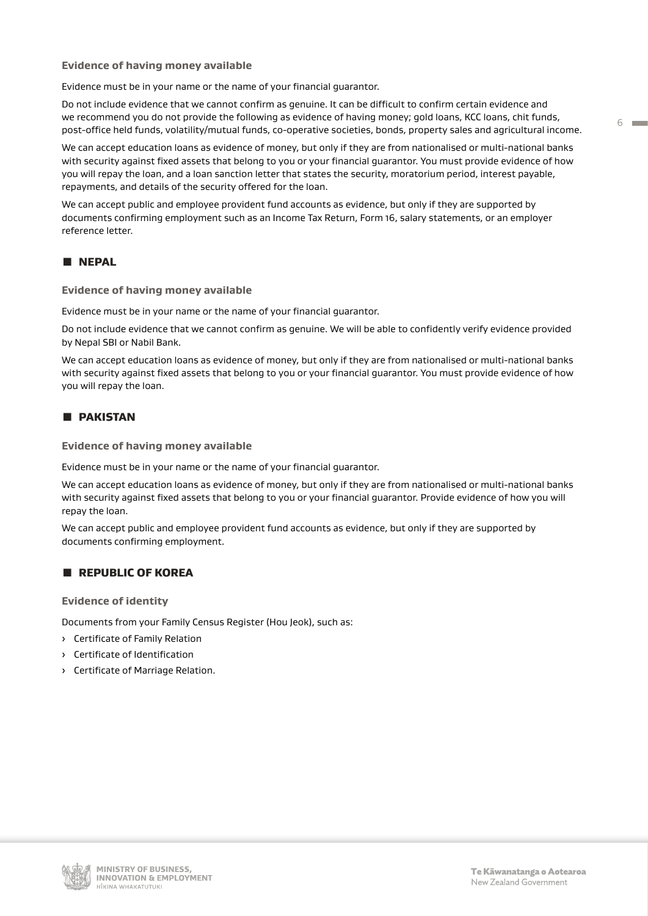### Evidence of having money available

Evidence must be in your name or the name of your financial guarantor.

Do not include evidence that we cannot confirm as genuine. It can be difficult to confirm certain evidence and we recommend you do not provide the following as evidence of having money; gold loans, KCC loans, chit funds, post-office held funds, volatility/mutual funds, co-operative societies, bonds, property sales and agricultural income.

We can accept education loans as evidence of money, but only if they are from nationalised or multi-national banks with security against fixed assets that belong to you or your financial guarantor. You must provide evidence of how you will repay the loan, and a loan sanction letter that states the security, moratorium period, interest payable, repayments, and details of the security offered for the loan.

We can accept public and employee provident fund accounts as evidence, but only if they are supported by documents confirming employment such as an Income Tax Return, Form 16, salary statements, or an employer reference letter.

## NEPAL

### Evidence of having money available

Evidence must be in your name or the name of your financial guarantor.

Do not include evidence that we cannot confirm as genuine. We will be able to confidently verify evidence provided by Nepal SBI or Nabil Bank.

We can accept education loans as evidence of money, but only if they are from nationalised or multi-national banks with security against fixed assets that belong to you or your financial guarantor. You must provide evidence of how you will repay the loan.

## PAKISTAN

### Evidence of having money available

Evidence must be in your name or the name of your financial guarantor.

We can accept education loans as evidence of money, but only if they are from nationalised or multi-national banks with security against fixed assets that belong to you or your financial guarantor. Provide evidence of how you will repay the loan.

We can accept public and employee provident fund accounts as evidence, but only if they are supported by documents confirming employment.

## REPUBLIC OF KOREA

### Evidence of identity

Documents from your Family Census Register (Hou Jeok), such as:

- Certificate of Family Relation
- Certificate of Identification
- Certificate of Marriage Relation.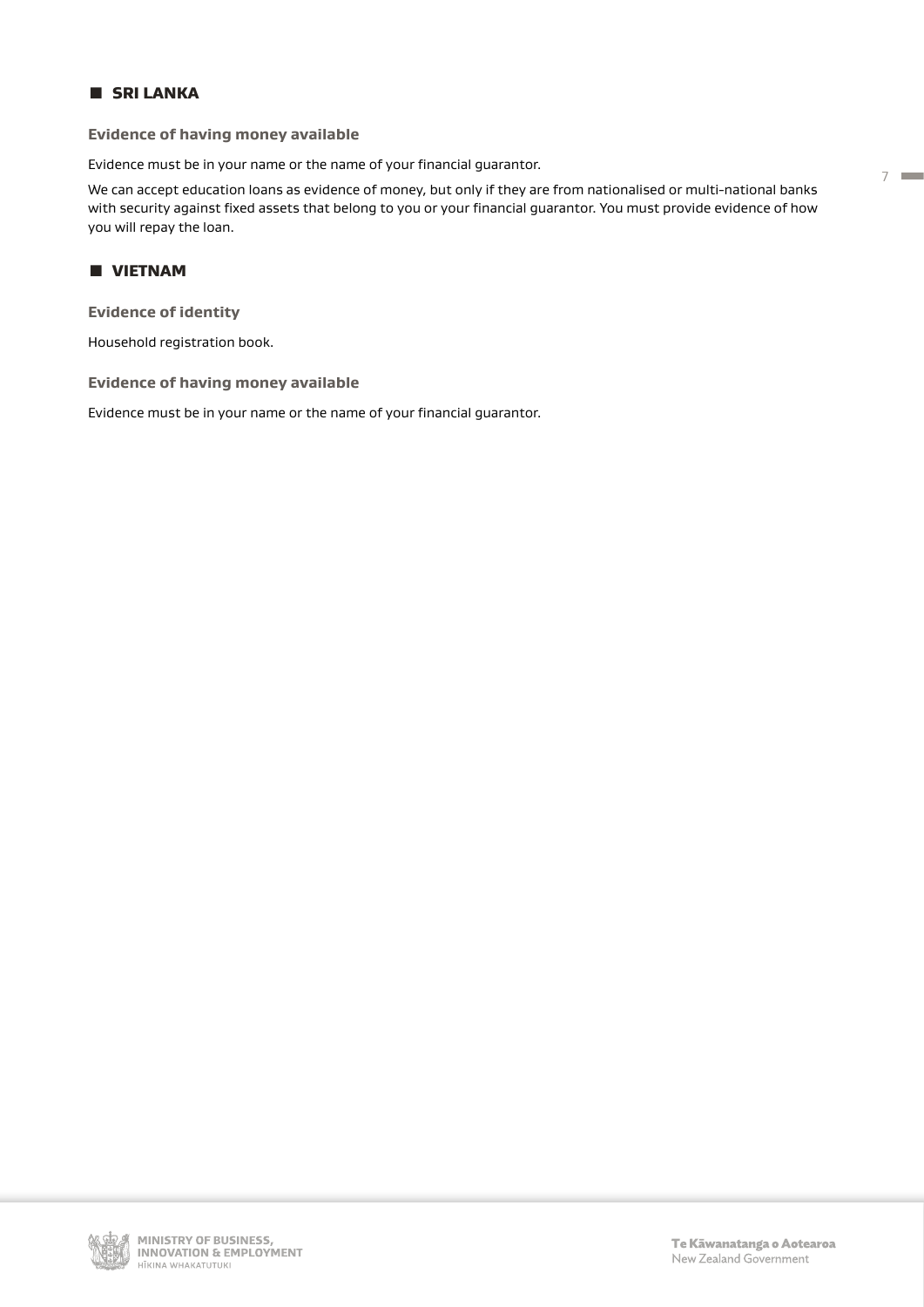## SRI LANKA

### Evidence of having money available

Evidence must be in your name or the name of your financial guarantor.

We can accept education loans as evidence of money, but only if they are from nationalised or multi-national banks with security against fixed assets that belong to you or your financial guarantor. You must provide evidence of how you will repay the loan.

## VIETNAM

### Evidence of identity

Household registration book.

### Evidence of having money available

Evidence must be in your name or the name of your financial guarantor.